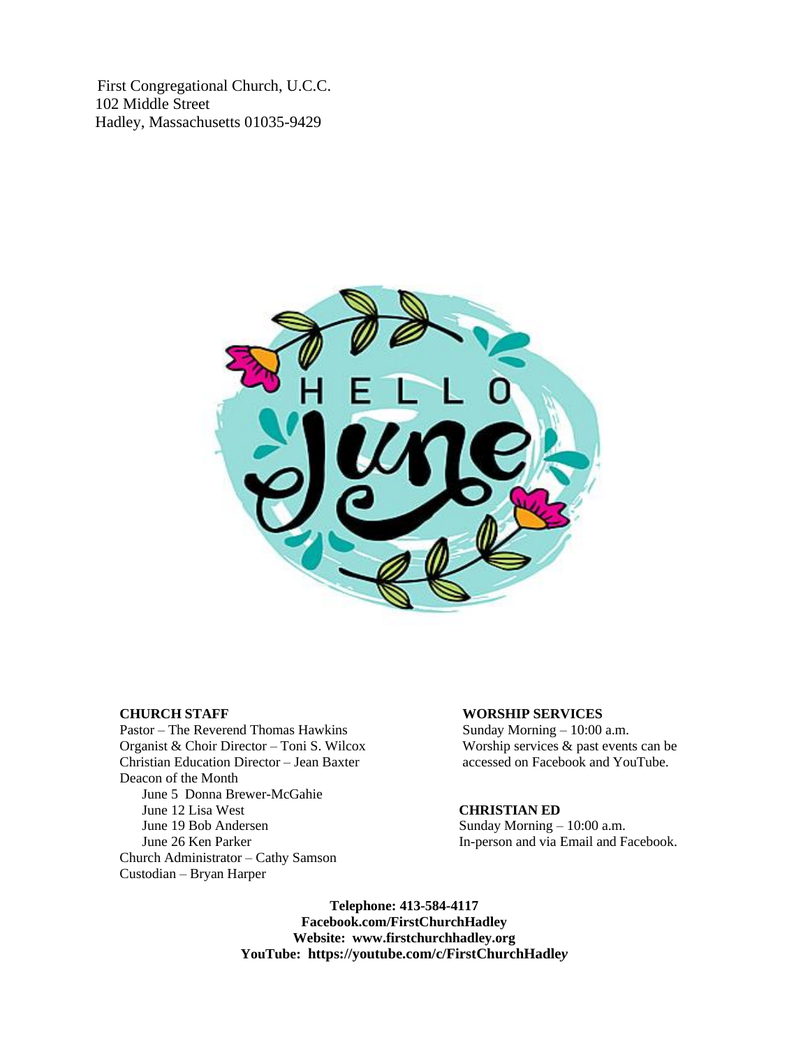First Congregational Church, U.C.C.
102 Middle Street
Hadley, Massachusetts 01035-9429

HELLO June

**CHURCH STAFF**

Pastor – The Reverend Thomas Hawkins
Organist & Choir Director – Toni S. Wilcox
Christian Education Director – Jean Baxter
Deacon of the Month

- June 5 Donna Brewer-McGahie
- June 12 Lisa West
- June 19 Bob Andersen
- June 26 Ken Parker

Church Administrator – Cathy Samson
Custodian – Bryan Harper

**WORSHIP SERVICES**

Sunday Morning – 10:00 a.m.
Worship services & past events can be accessed on Facebook and YouTube.

**CHRISTIAN ED**

Sunday Morning – 10:00 a.m.
In-person and via Email and Facebook.

**Telephone: 413-584-4117**
**Facebook.com/FirstChurchHadley**
**Website: www.firstchurchhadley.org**
**YouTube: https://youtube.com/c/FirstChurchHadley**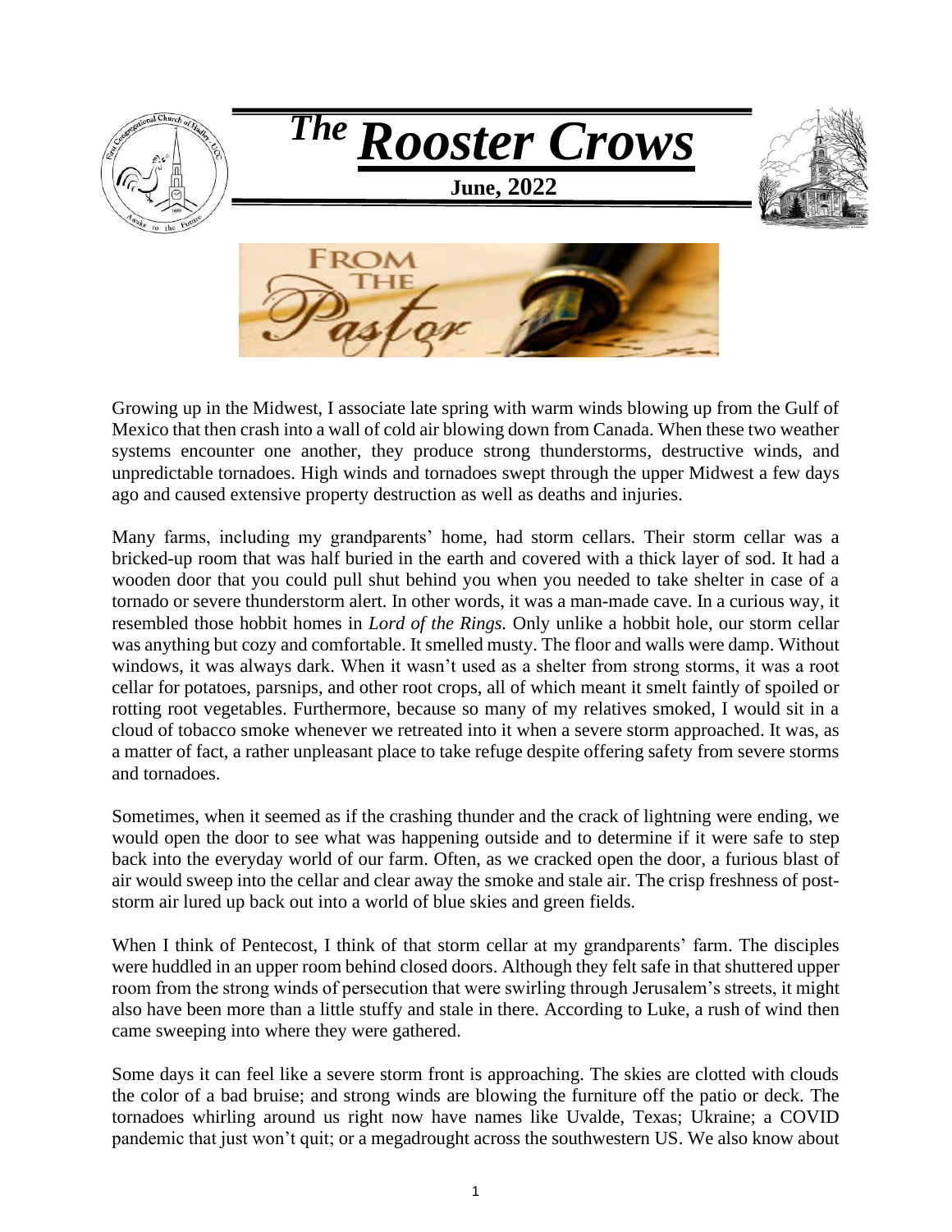# *The* Rooster Crows

**June, 2022**

## From the Pastor

Growing up in the Midwest, I associate late spring with warm winds blowing up from the Gulf of Mexico that then crash into a wall of cold air blowing down from Canada. When these two weather systems encounter one another, they produce strong thunderstorms, destructive winds, and unpredictable tornadoes. High winds and tornadoes swept through the upper Midwest a few days ago and caused extensive property destruction as well as deaths and injuries.

Many farms, including my grandparents' home, had storm cellars. Their storm cellar was a bricked-up room that was half buried in the earth and covered with a thick layer of sod. It had a wooden door that you could pull shut behind you when you needed to take shelter in case of a tornado or severe thunderstorm alert. In other words, it was a man-made cave. In a curious way, it resembled those hobbit homes in *Lord of the Rings.* Only unlike a hobbit hole, our storm cellar was anything but cozy and comfortable. It smelled musty. The floor and walls were damp. Without windows, it was always dark. When it wasn't used as a shelter from strong storms, it was a root cellar for potatoes, parsnips, and other root crops, all of which meant it smelt faintly of spoiled or rotting root vegetables. Furthermore, because so many of my relatives smoked, I would sit in a cloud of tobacco smoke whenever we retreated into it when a severe storm approached. It was, as a matter of fact, a rather unpleasant place to take refuge despite offering safety from severe storms and tornadoes.

Sometimes, when it seemed as if the crashing thunder and the crack of lightning were ending, we would open the door to see what was happening outside and to determine if it were safe to step back into the everyday world of our farm. Often, as we cracked open the door, a furious blast of air would sweep into the cellar and clear away the smoke and stale air. The crisp freshness of post-storm air lured up back out into a world of blue skies and green fields.

When I think of Pentecost, I think of that storm cellar at my grandparents' farm. The disciples were huddled in an upper room behind closed doors. Although they felt safe in that shuttered upper room from the strong winds of persecution that were swirling through Jerusalem's streets, it might also have been more than a little stuffy and stale in there. According to Luke, a rush of wind then came sweeping into where they were gathered.

Some days it can feel like a severe storm front is approaching. The skies are clotted with clouds the color of a bad bruise; and strong winds are blowing the furniture off the patio or deck. The tornadoes whirling around us right now have names like Uvalde, Texas; Ukraine; a COVID pandemic that just won't quit; or a megadrought across the southwestern US. We also know about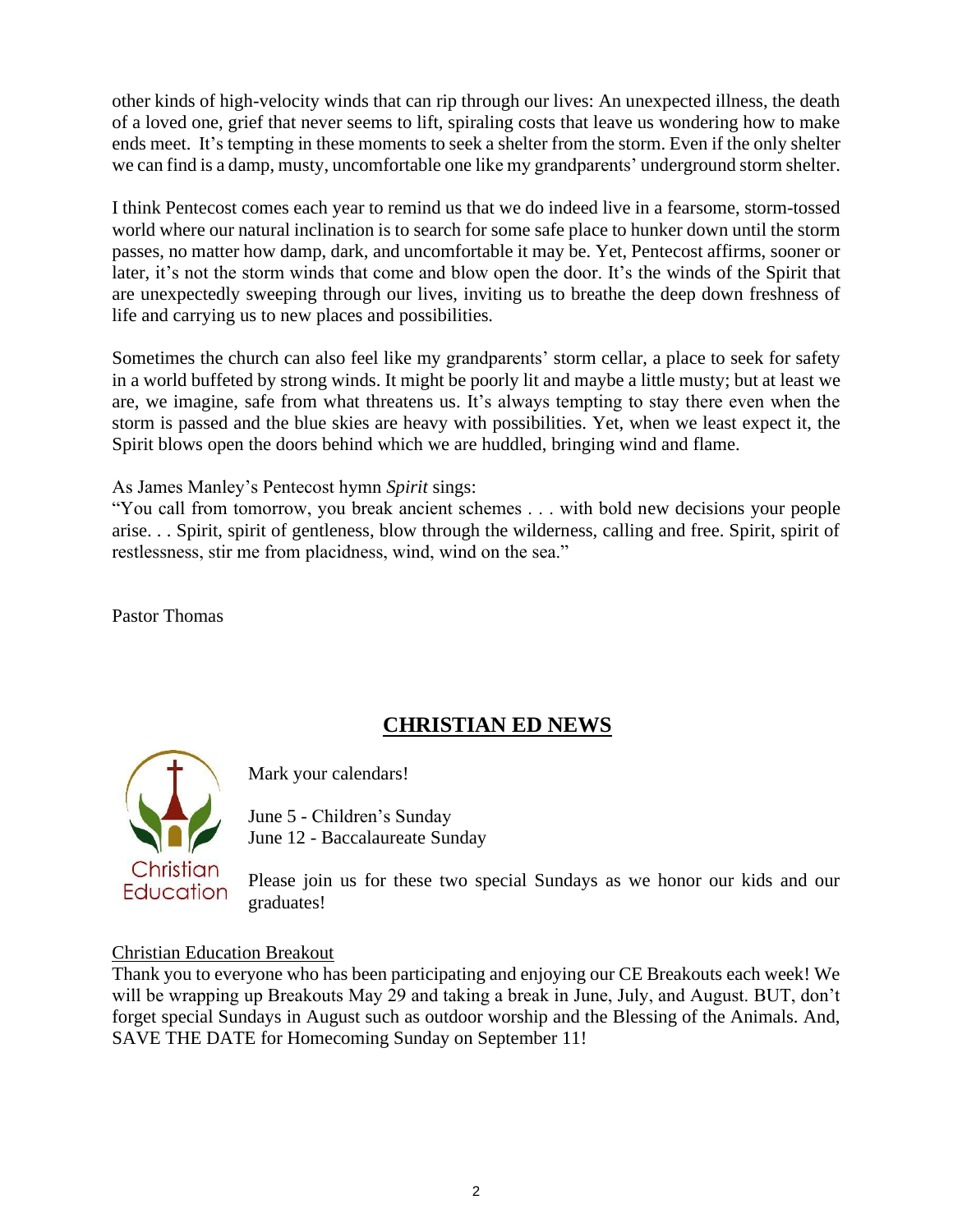other kinds of high-velocity winds that can rip through our lives: An unexpected illness, the death of a loved one, grief that never seems to lift, spiraling costs that leave us wondering how to make ends meet. It's tempting in these moments to seek a shelter from the storm. Even if the only shelter we can find is a damp, musty, uncomfortable one like my grandparents' underground storm shelter.

I think Pentecost comes each year to remind us that we do indeed live in a fearsome, storm-tossed world where our natural inclination is to search for some safe place to hunker down until the storm passes, no matter how damp, dark, and uncomfortable it may be. Yet, Pentecost affirms, sooner or later, it's not the storm winds that come and blow open the door. It's the winds of the Spirit that are unexpectedly sweeping through our lives, inviting us to breathe the deep down freshness of life and carrying us to new places and possibilities.

Sometimes the church can also feel like my grandparents' storm cellar, a place to seek for safety in a world buffeted by strong winds. It might be poorly lit and maybe a little musty; but at least we are, we imagine, safe from what threatens us. It's always tempting to stay there even when the storm is passed and the blue skies are heavy with possibilities. Yet, when we least expect it, the Spirit blows open the doors behind which we are huddled, bringing wind and flame.

As James Manley's Pentecost hymn *Spirit* sings:
"You call from tomorrow, you break ancient schemes . . . with bold new decisions your people arise. . . Spirit, spirit of gentleness, blow through the wilderness, calling and free. Spirit, spirit of restlessness, stir me from placidness, wind, wind on the sea."

Pastor Thomas

## CHRISTIAN ED NEWS

Christian Education

Mark your calendars!

June 5 - Children's Sunday
June 12 - Baccalaureate Sunday

Please join us for these two special Sundays as we honor our kids and our graduates!

Christian Education Breakout

Thank you to everyone who has been participating and enjoying our CE Breakouts each week! We will be wrapping up Breakouts May 29 and taking a break in June, July, and August. BUT, don't forget special Sundays in August such as outdoor worship and the Blessing of the Animals. And, SAVE THE DATE for Homecoming Sunday on September 11!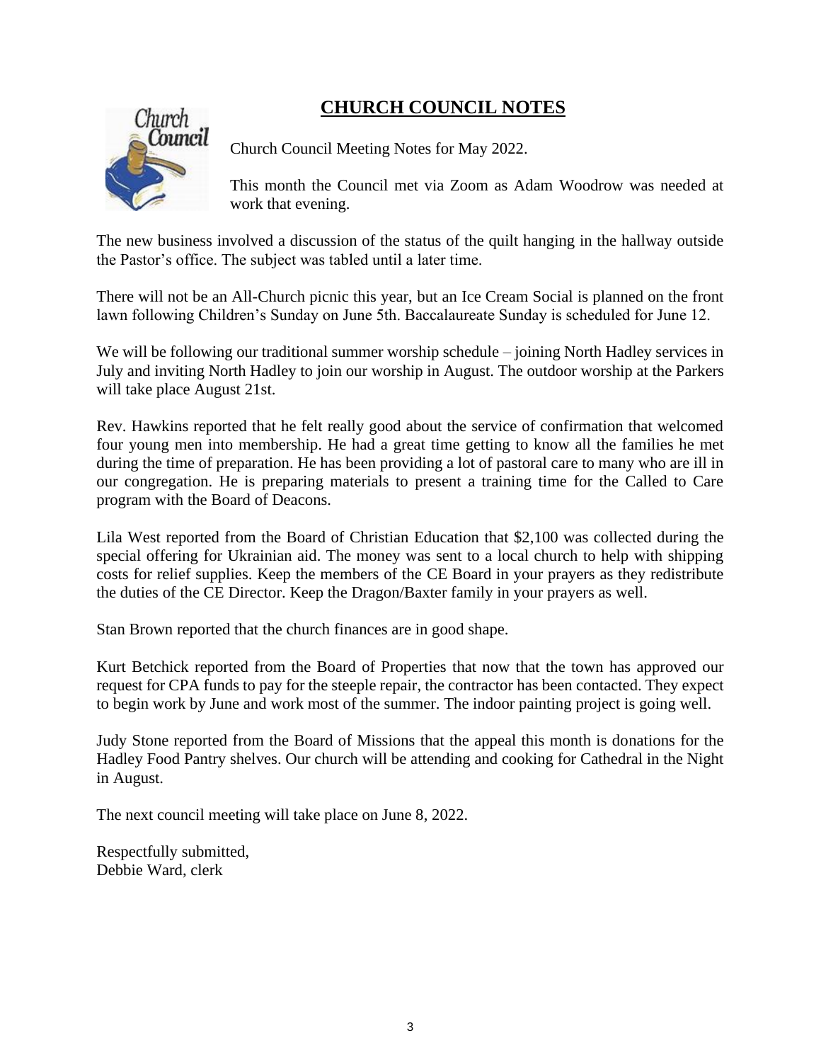## CHURCH COUNCIL NOTES

Church Council Meeting Notes for May 2022.

This month the Council met via Zoom as Adam Woodrow was needed at work that evening.

The new business involved a discussion of the status of the quilt hanging in the hallway outside the Pastor's office. The subject was tabled until a later time.

There will not be an All-Church picnic this year, but an Ice Cream Social is planned on the front lawn following Children's Sunday on June 5th. Baccalaureate Sunday is scheduled for June 12.

We will be following our traditional summer worship schedule – joining North Hadley services in July and inviting North Hadley to join our worship in August. The outdoor worship at the Parkers will take place August 21st.

Rev. Hawkins reported that he felt really good about the service of confirmation that welcomed four young men into membership. He had a great time getting to know all the families he met during the time of preparation. He has been providing a lot of pastoral care to many who are ill in our congregation. He is preparing materials to present a training time for the Called to Care program with the Board of Deacons.

Lila West reported from the Board of Christian Education that $2,100 was collected during the special offering for Ukrainian aid. The money was sent to a local church to help with shipping costs for relief supplies. Keep the members of the CE Board in your prayers as they redistribute the duties of the CE Director. Keep the Dragon/Baxter family in your prayers as well.

Stan Brown reported that the church finances are in good shape.

Kurt Betchick reported from the Board of Properties that now that the town has approved our request for CPA funds to pay for the steeple repair, the contractor has been contacted. They expect to begin work by June and work most of the summer. The indoor painting project is going well.

Judy Stone reported from the Board of Missions that the appeal this month is donations for the Hadley Food Pantry shelves. Our church will be attending and cooking for Cathedral in the Night in August.

The next council meeting will take place on June 8, 2022.

Respectfully submitted,
Debbie Ward, clerk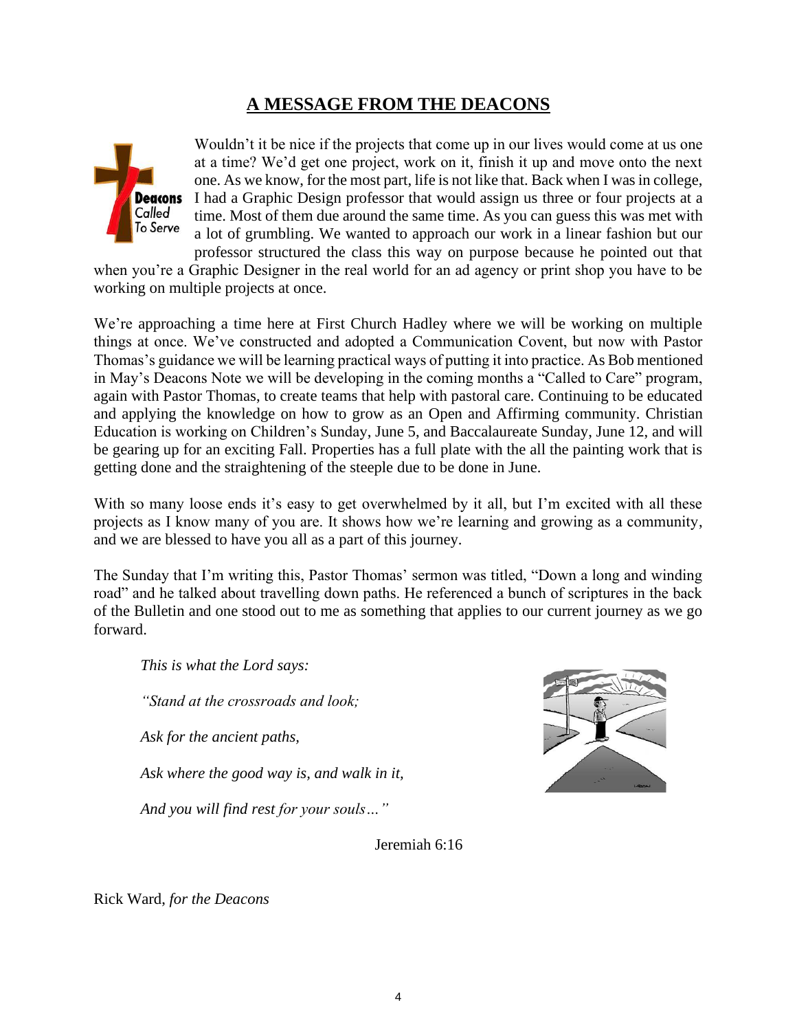## A MESSAGE FROM THE DEACONS

Wouldn't it be nice if the projects that come up in our lives would come at us one at a time? We'd get one project, work on it, finish it up and move onto the next one. As we know, for the most part, life is not like that. Back when I was in college, I had a Graphic Design professor that would assign us three or four projects at a time. Most of them due around the same time. As you can guess this was met with a lot of grumbling. We wanted to approach our work in a linear fashion but our professor structured the class this way on purpose because he pointed out that when you're a Graphic Designer in the real world for an ad agency or print shop you have to be working on multiple projects at once.

We're approaching a time here at First Church Hadley where we will be working on multiple things at once. We've constructed and adopted a Communication Covent, but now with Pastor Thomas's guidance we will be learning practical ways of putting it into practice. As Bob mentioned in May's Deacons Note we will be developing in the coming months a "Called to Care" program, again with Pastor Thomas, to create teams that help with pastoral care. Continuing to be educated and applying the knowledge on how to grow as an Open and Affirming community. Christian Education is working on Children's Sunday, June 5, and Baccalaureate Sunday, June 12, and will be gearing up for an exciting Fall. Properties has a full plate with the all the painting work that is getting done and the straightening of the steeple due to be done in June.

With so many loose ends it's easy to get overwhelmed by it all, but I'm excited with all these projects as I know many of you are. It shows how we're learning and growing as a community, and we are blessed to have you all as a part of this journey.

The Sunday that I'm writing this, Pastor Thomas' sermon was titled, "Down a long and winding road" and he talked about travelling down paths. He referenced a bunch of scriptures in the back of the Bulletin and one stood out to me as something that applies to our current journey as we go forward.

*This is what the Lord says:*

*"Stand at the crossroads and look;*

*Ask for the ancient paths,*

*Ask where the good way is, and walk in it,*

*And you will find rest for your souls…"*

Jeremiah 6:16

Rick Ward, *for the Deacons*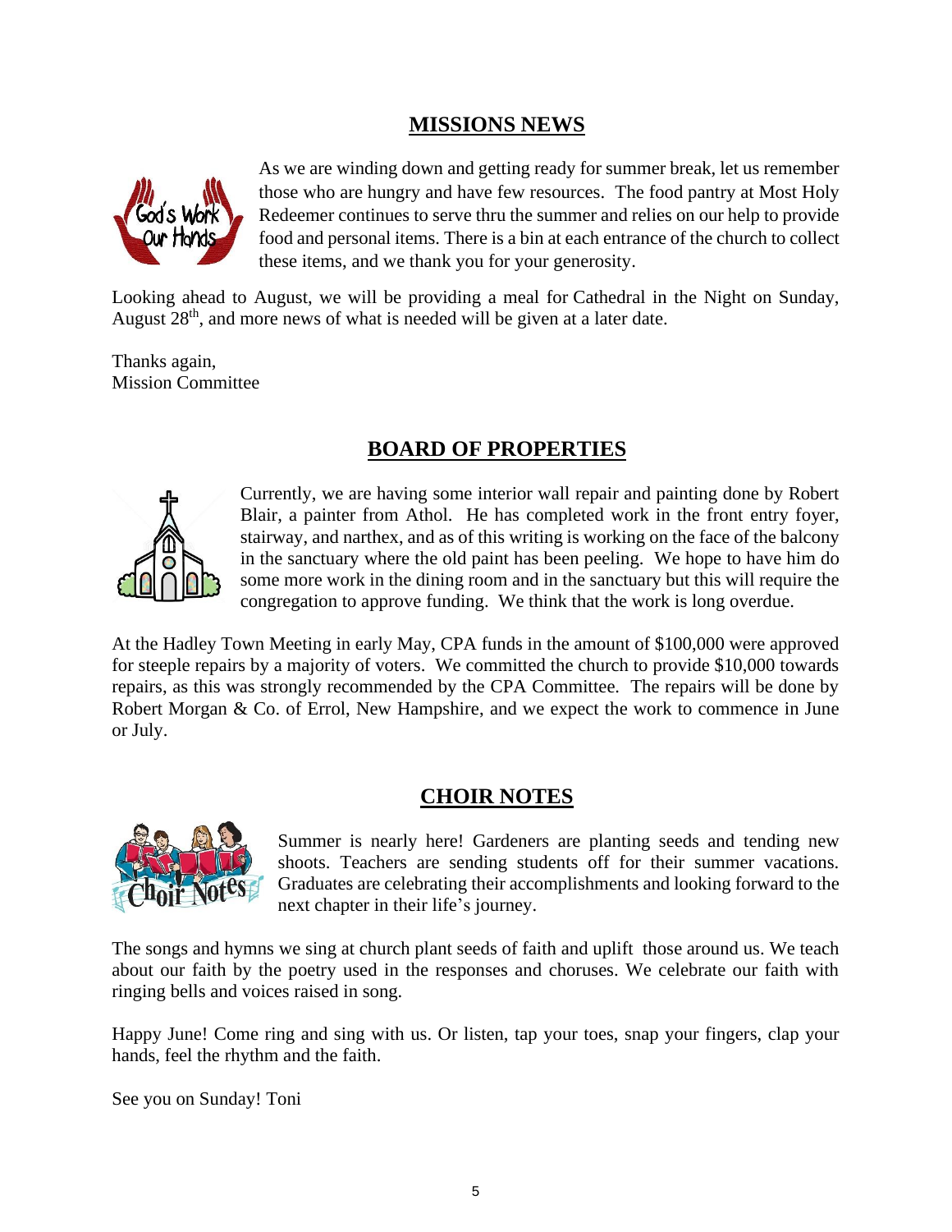## MISSIONS NEWS

As we are winding down and getting ready for summer break, let us remember those who are hungry and have few resources. The food pantry at Most Holy Redeemer continues to serve thru the summer and relies on our help to provide food and personal items. There is a bin at each entrance of the church to collect these items, and we thank you for your generosity.

Looking ahead to August, we will be providing a meal for Cathedral in the Night on Sunday, August 28th, and more news of what is needed will be given at a later date.

Thanks again,
Mission Committee

## BOARD OF PROPERTIES

Currently, we are having some interior wall repair and painting done by Robert Blair, a painter from Athol. He has completed work in the front entry foyer, stairway, and narthex, and as of this writing is working on the face of the balcony in the sanctuary where the old paint has been peeling. We hope to have him do some more work in the dining room and in the sanctuary but this will require the congregation to approve funding. We think that the work is long overdue.

At the Hadley Town Meeting in early May, CPA funds in the amount of $100,000 were approved for steeple repairs by a majority of voters. We committed the church to provide $10,000 towards repairs, as this was strongly recommended by the CPA Committee. The repairs will be done by Robert Morgan & Co. of Errol, New Hampshire, and we expect the work to commence in June or July.

## CHOIR NOTES

Summer is nearly here! Gardeners are planting seeds and tending new shoots. Teachers are sending students off for their summer vacations. Graduates are celebrating their accomplishments and looking forward to the next chapter in their life's journey.

The songs and hymns we sing at church plant seeds of faith and uplift those around us. We teach about our faith by the poetry used in the responses and choruses. We celebrate our faith with ringing bells and voices raised in song.

Happy June! Come ring and sing with us. Or listen, tap your toes, snap your fingers, clap your hands, feel the rhythm and the faith.

See you on Sunday! Toni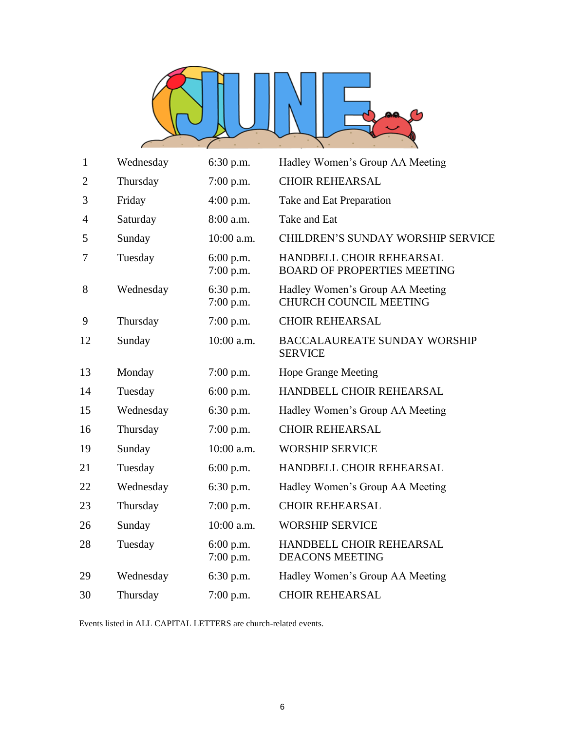# JUNE

| | | | |
|---|---|---|---|
| 1 | Wednesday | 6:30 p.m. | Hadley Women's Group AA Meeting |
| 2 | Thursday | 7:00 p.m. | CHOIR REHEARSAL |
| 3 | Friday | 4:00 p.m. | Take and Eat Preparation |
| 4 | Saturday | 8:00 a.m. | Take and Eat |
| 5 | Sunday | 10:00 a.m. | CHILDREN'S SUNDAY WORSHIP SERVICE |
| 7 | Tuesday | 6:00 p.m.<br>7:00 p.m. | HANDBELL CHOIR REHEARSAL<br>BOARD OF PROPERTIES MEETING |
| 8 | Wednesday | 6:30 p.m.<br>7:00 p.m. | Hadley Women's Group AA Meeting<br>CHURCH COUNCIL MEETING |
| 9 | Thursday | 7:00 p.m. | CHOIR REHEARSAL |
| 12 | Sunday | 10:00 a.m. | BACCALAUREATE SUNDAY WORSHIP SERVICE |
| 13 | Monday | 7:00 p.m. | Hope Grange Meeting |
| 14 | Tuesday | 6:00 p.m. | HANDBELL CHOIR REHEARSAL |
| 15 | Wednesday | 6:30 p.m. | Hadley Women's Group AA Meeting |
| 16 | Thursday | 7:00 p.m. | CHOIR REHEARSAL |
| 19 | Sunday | 10:00 a.m. | WORSHIP SERVICE |
| 21 | Tuesday | 6:00 p.m. | HANDBELL CHOIR REHEARSAL |
| 22 | Wednesday | 6:30 p.m. | Hadley Women's Group AA Meeting |
| 23 | Thursday | 7:00 p.m. | CHOIR REHEARSAL |
| 26 | Sunday | 10:00 a.m. | WORSHIP SERVICE |
| 28 | Tuesday | 6:00 p.m.<br>7:00 p.m. | HANDBELL CHOIR REHEARSAL<br>DEACONS MEETING |
| 29 | Wednesday | 6:30 p.m. | Hadley Women's Group AA Meeting |
| 30 | Thursday | 7:00 p.m. | CHOIR REHEARSAL |

Events listed in ALL CAPITAL LETTERS are church-related events.